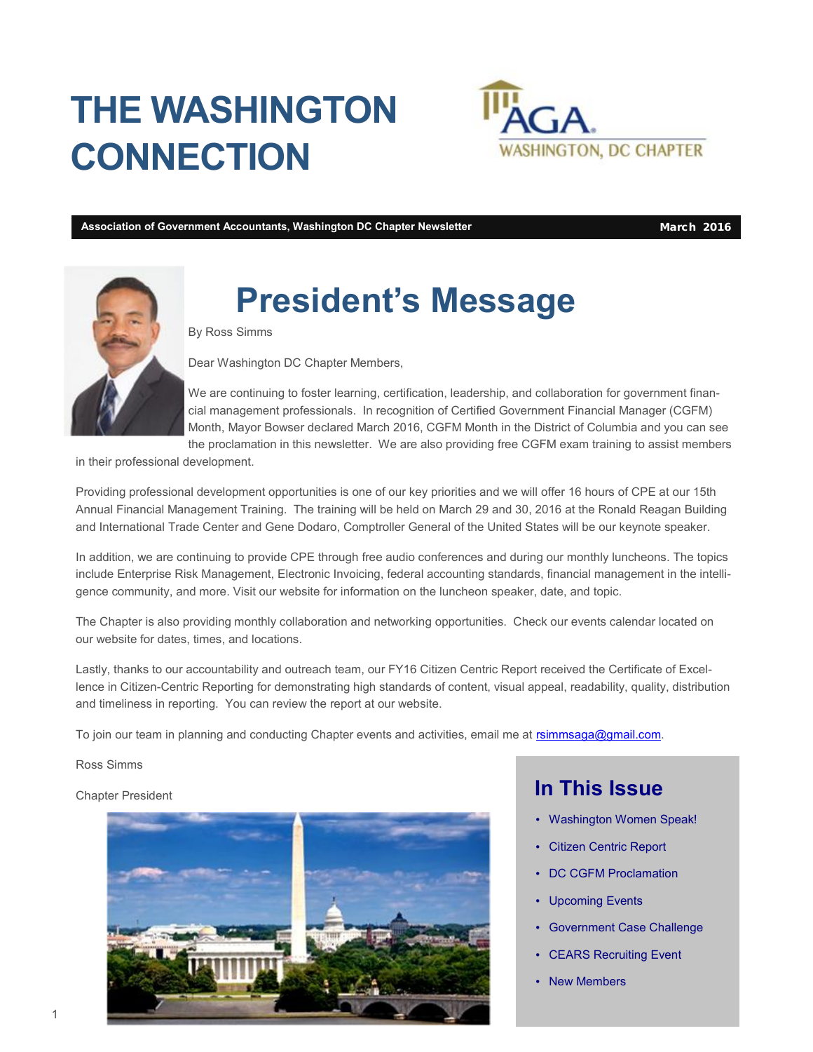# THE WASHINGTON CONNECTION

AGA WASHINGTON, DC CHAPTER

**Association of Government Accountants, Washington DC Chapter Newsletter** **March 2016**

# President's Message

By Ross Simms

Dear Washington DC Chapter Members,

We are continuing to foster learning, certification, leadership, and collaboration for government financial management professionals. In recognition of Certified Government Financial Manager (CGFM) Month, Mayor Bowser declared March 2016, CGFM Month in the District of Columbia and you can see the proclamation in this newsletter. We are also providing free CGFM exam training to assist members in their professional development.

Providing professional development opportunities is one of our key priorities and we will offer 16 hours of CPE at our 15th Annual Financial Management Training. The training will be held on March 29 and 30, 2016 at the Ronald Reagan Building and International Trade Center and Gene Dodaro, Comptroller General of the United States will be our keynote speaker.

In addition, we are continuing to provide CPE through free audio conferences and during our monthly luncheons. The topics include Enterprise Risk Management, Electronic Invoicing, federal accounting standards, financial management in the intelligence community, and more. Visit our website for information on the luncheon speaker, date, and topic.

The Chapter is also providing monthly collaboration and networking opportunities. Check our events calendar located on our website for dates, times, and locations.

Lastly, thanks to our accountability and outreach team, our FY16 Citizen Centric Report received the Certificate of Excellence in Citizen-Centric Reporting for demonstrating high standards of content, visual appeal, readability, quality, distribution and timeliness in reporting. You can review the report at our website.

To join our team in planning and conducting Chapter events and activities, email me at rsimmsaga@gmail.com.

Ross Simms

Chapter President

## In This Issue

- Washington Women Speak!
- Citizen Centric Report
- DC CGFM Proclamation
- Upcoming Events
- Government Case Challenge
- CEARS Recruiting Event
- New Members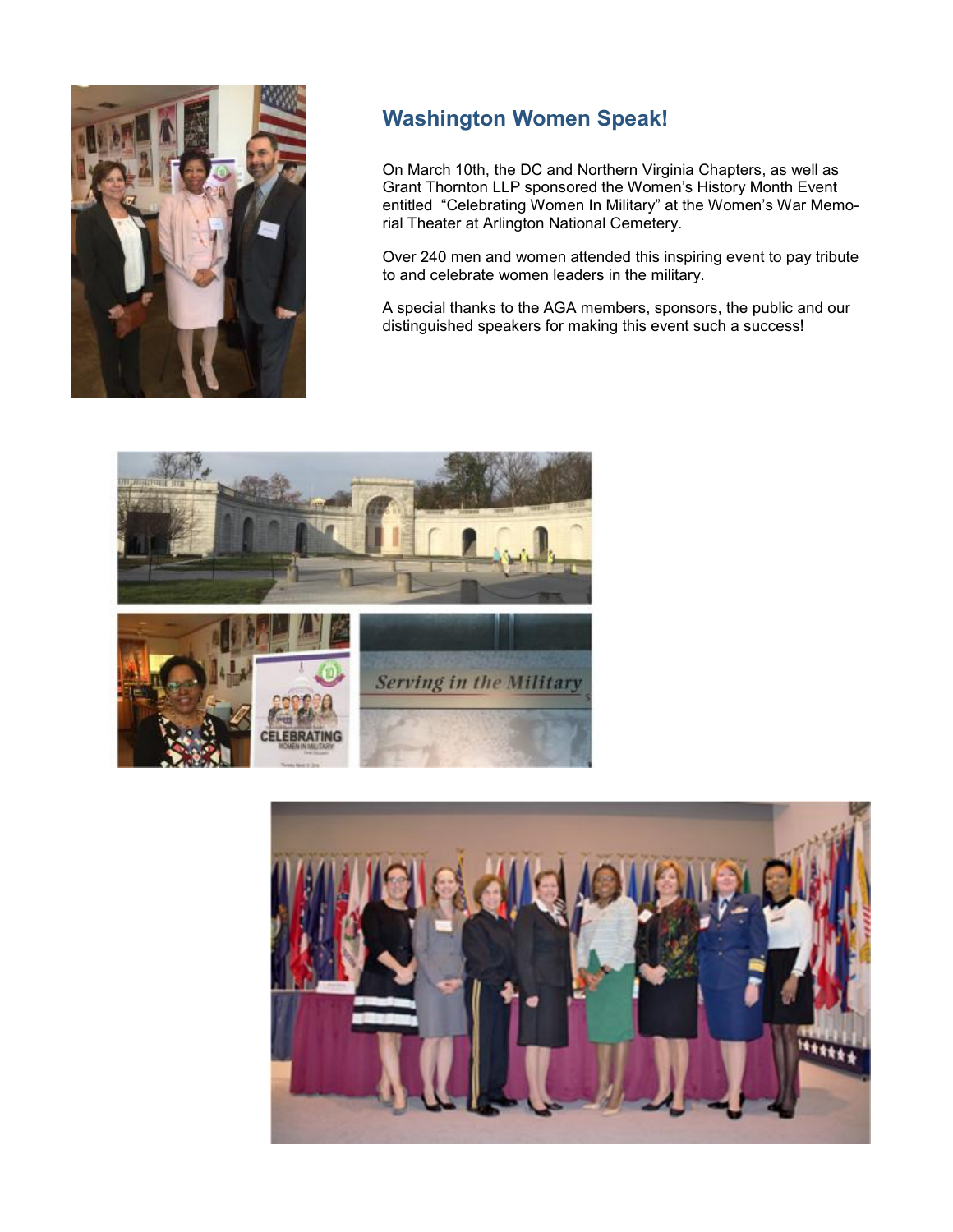## Washington Women Speak!

On March 10th, the DC and Northern Virginia Chapters, as well as Grant Thornton LLP sponsored the Women's History Month Event entitled "Celebrating Women In Military" at the Women's War Memorial Theater at Arlington National Cemetery.

Over 240 men and women attended this inspiring event to pay tribute to and celebrate women leaders in the military.

A special thanks to the AGA members, sponsors, the public and our distinguished speakers for making this event such a success!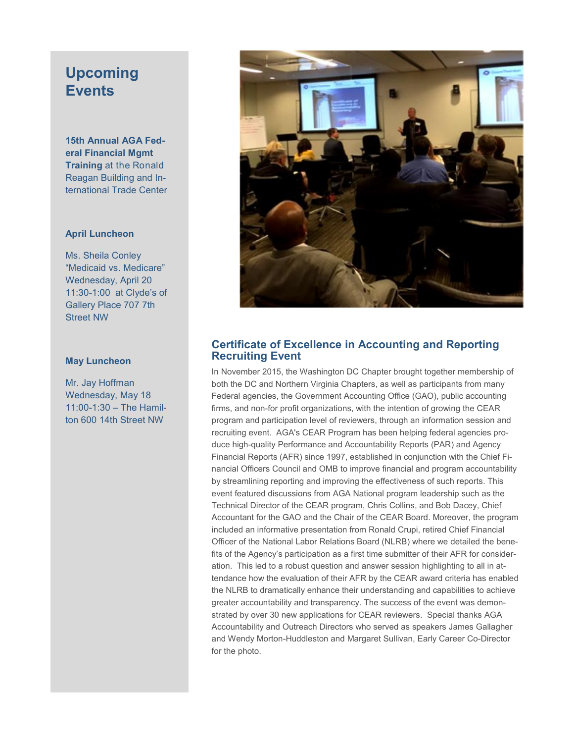## Upcoming Events

**15th Annual AGA Federal Financial Mgmt Training** at the Ronald Reagan Building and International Trade Center

**April Luncheon**

Ms. Sheila Conley
"Medicaid vs. Medicare"
Wednesday, April 20
11:30-1:00 at Clyde's of Gallery Place 707 7th Street NW

**May Luncheon**

Mr. Jay Hoffman
Wednesday, May 18
11:00-1:30 – The Hamilton 600 14th Street NW

## Certificate of Excellence in Accounting and Reporting Recruiting Event

In November 2015, the Washington DC Chapter brought together membership of both the DC and Northern Virginia Chapters, as well as participants from many Federal agencies, the Government Accounting Office (GAO), public accounting firms, and non-for profit organizations, with the intention of growing the CEAR program and participation level of reviewers, through an information session and recruiting event. AGA's CEAR Program has been helping federal agencies produce high-quality Performance and Accountability Reports (PAR) and Agency Financial Reports (AFR) since 1997, established in conjunction with the Chief Financial Officers Council and OMB to improve financial and program accountability by streamlining reporting and improving the effectiveness of such reports. This event featured discussions from AGA National program leadership such as the Technical Director of the CEAR program, Chris Collins, and Bob Dacey, Chief Accountant for the GAO and the Chair of the CEAR Board. Moreover, the program included an informative presentation from Ronald Crupi, retired Chief Financial Officer of the National Labor Relations Board (NLRB) where we detailed the benefits of the Agency's participation as a first time submitter of their AFR for consideration. This led to a robust question and answer session highlighting to all in attendance how the evaluation of their AFR by the CEAR award criteria has enabled the NLRB to dramatically enhance their understanding and capabilities to achieve greater accountability and transparency. The success of the event was demonstrated by over 30 new applications for CEAR reviewers. Special thanks AGA Accountability and Outreach Directors who served as speakers James Gallagher and Wendy Morton-Huddleston and Margaret Sullivan, Early Career Co-Director for the photo.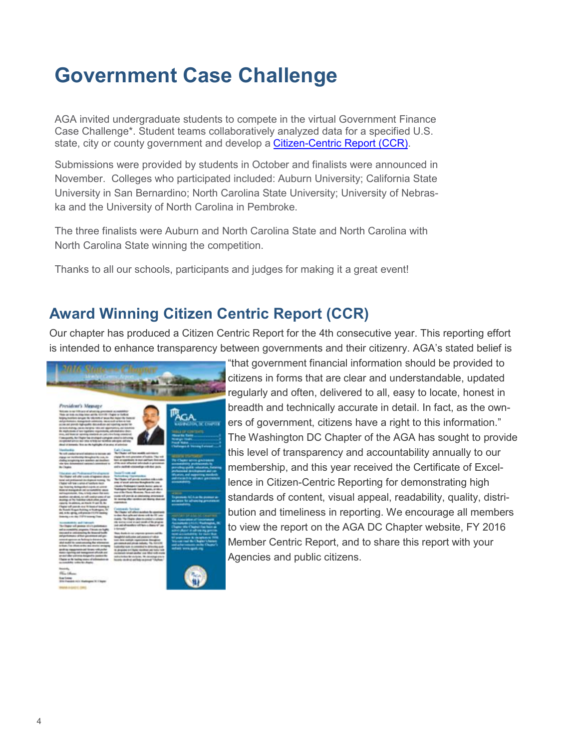# Government Case Challenge

AGA invited undergraduate students to compete in the virtual Government Finance Case Challenge*. Student teams collaboratively analyzed data for a specified U.S. state, city or county government and develop a [Citizen-Centric Report (CCR)](#).

Submissions were provided by students in October and finalists were announced in November. Colleges who participated included: Auburn University; California State University in San Bernardino; North Carolina State University; University of Nebraska and the University of North Carolina in Pembroke.

The three finalists were Auburn and North Carolina State and North Carolina with North Carolina State winning the competition.

Thanks to all our schools, participants and judges for making it a great event!

## Award Winning Citizen Centric Report (CCR)

Our chapter has produced a Citizen Centric Report for the 4th consecutive year. This reporting effort is intended to enhance transparency between governments and their citizenry. AGA's stated belief is "that government financial information should be provided to citizens in forms that are clear and understandable, updated regularly and often, delivered to all, easy to locate, honest in breadth and technically accurate in detail. In fact, as the owners of government, citizens have a right to this information." The Washington DC Chapter of the AGA has sought to provide this level of transparency and accountability annually to our membership, and this year received the Certificate of Excellence in Citizen-Centric Reporting for demonstrating high standards of content, visual appeal, readability, quality, distribution and timeliness in reporting. We encourage all members to view the report on the AGA DC Chapter website, FY 2016 Member Centric Report, and to share this report with your Agencies and public citizens.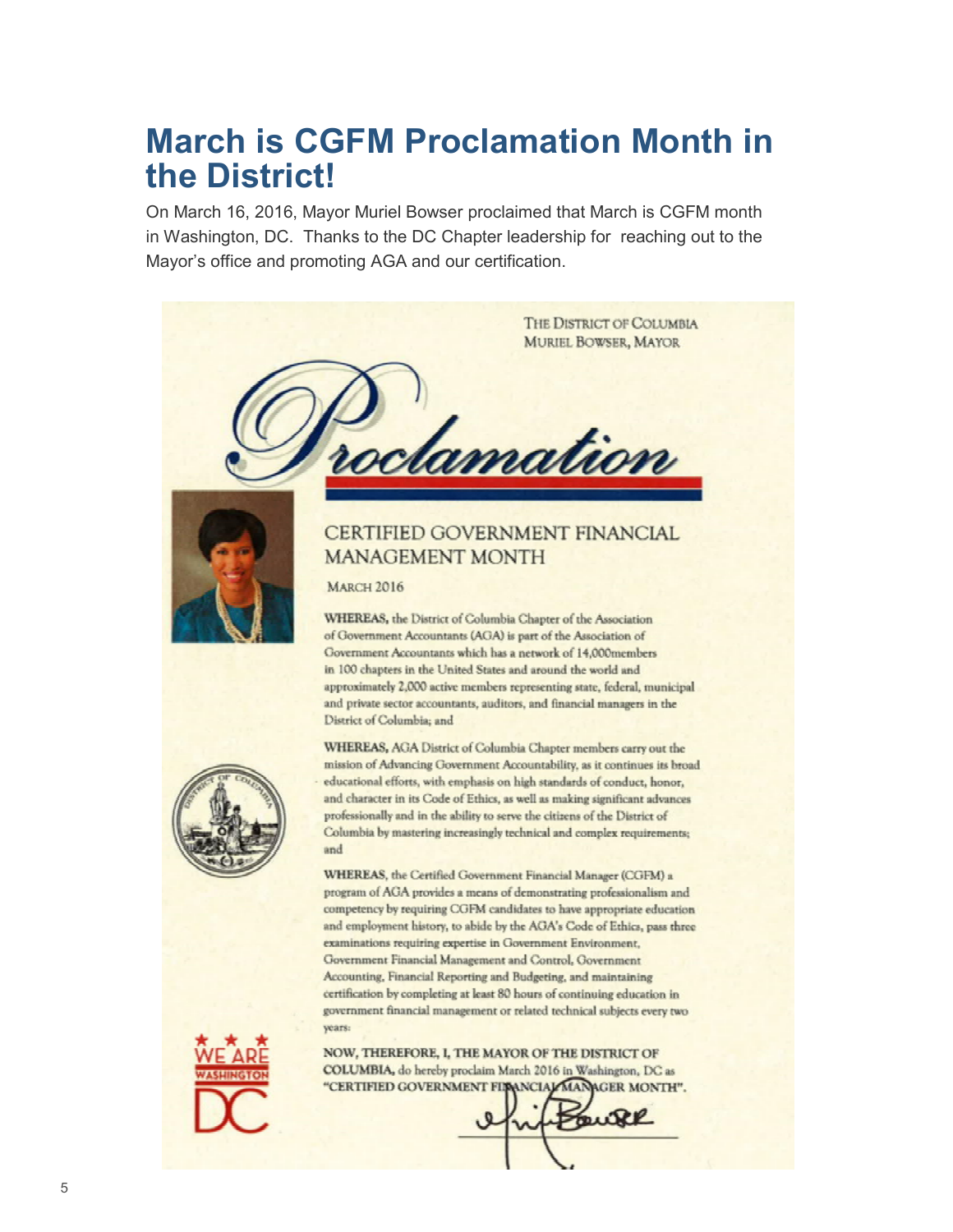# March is CGFM Proclamation Month in the District!

On March 16, 2016, Mayor Muriel Bowser proclaimed that March is CGFM month in Washington, DC. Thanks to the DC Chapter leadership for reaching out to the Mayor's office and promoting AGA and our certification.

THE DISTRICT OF COLUMBIA
MURIEL BOWSER, MAYOR

## Proclamation

### CERTIFIED GOVERNMENT FINANCIAL MANAGEMENT MONTH

MARCH 2016

**WHEREAS,** the District of Columbia Chapter of the Association of Government Accountants (AGA) is part of the Association of Government Accountants which has a network of 14,000members in 100 chapters in the United States and around the world and approximately 2,000 active members representing state, federal, municipal and private sector accountants, auditors, and financial managers in the District of Columbia; and

**WHEREAS,** AGA District of Columbia Chapter members carry out the mission of Advancing Government Accountability, as it continues its broad educational efforts, with emphasis on high standards of conduct, honor, and character in its Code of Ethics, as well as making significant advances professionally and in the ability to serve the citizens of the District of Columbia by mastering increasingly technical and complex requirements; and

**WHEREAS,** the Certified Government Financial Manager (CGFM) a program of AGA provides a means of demonstrating professionalism and competency by requiring CGFM candidates to have appropriate education and employment history, to abide by the AGA's Code of Ethics, pass three examinations requiring expertise in Government Environment, Government Financial Management and Control, Government Accounting, Financial Reporting and Budgeting, and maintaining certification by completing at least 80 hours of continuing education in government financial management or related technical subjects every two years:

**NOW, THEREFORE, I, THE MAYOR OF THE DISTRICT OF COLUMBIA,** do hereby proclaim March 2016 in Washington, DC as **"CERTIFIED GOVERNMENT FINANCIAL MANAGER MONTH".**

WE ARE WASHINGTON DC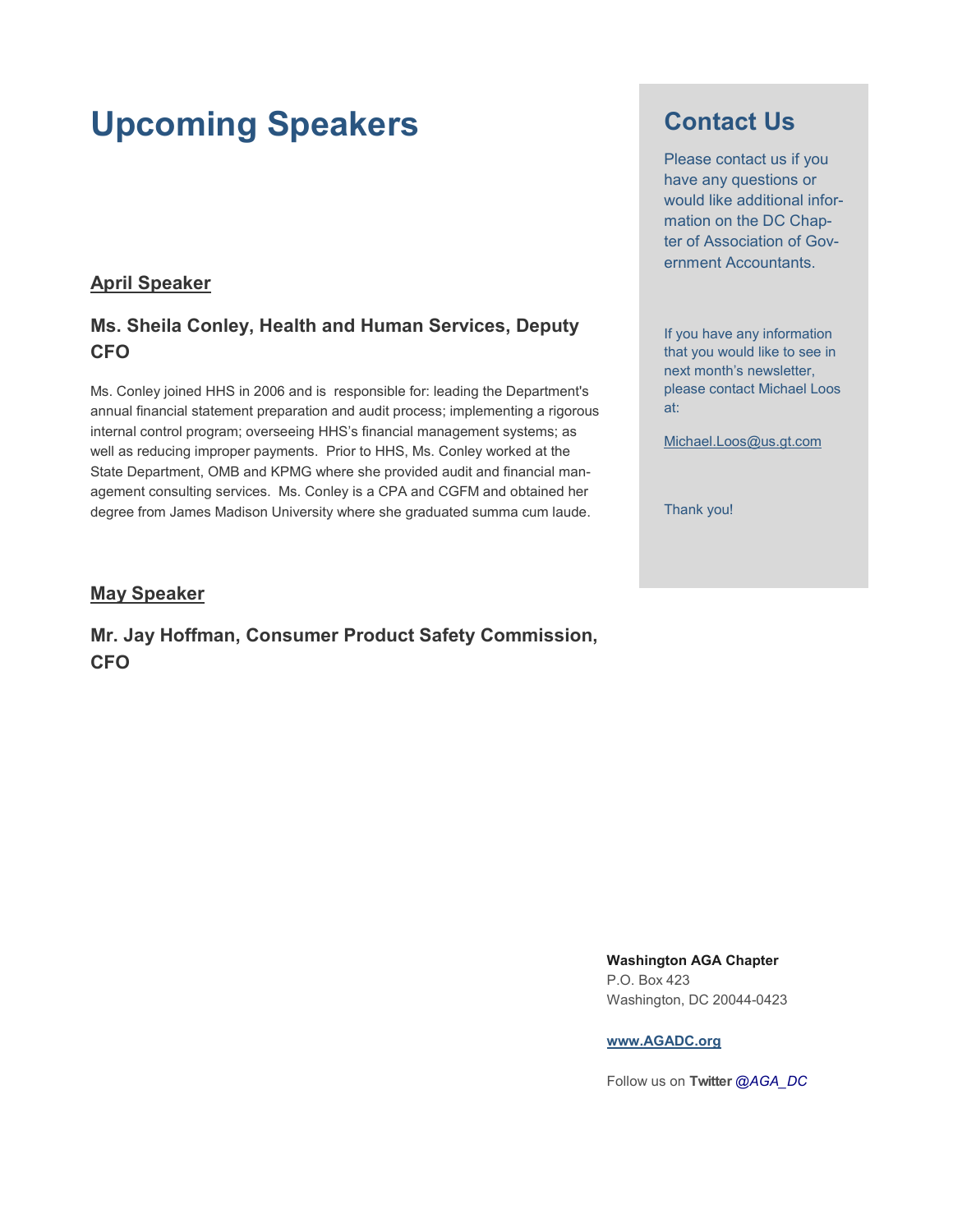# Upcoming Speakers

## April Speaker

### Ms. Sheila Conley, Health and Human Services, Deputy CFO

Ms. Conley joined HHS in 2006 and is responsible for: leading the Department's annual financial statement preparation and audit process; implementing a rigorous internal control program; overseeing HHS's financial management systems; as well as reducing improper payments. Prior to HHS, Ms. Conley worked at the State Department, OMB and KPMG where she provided audit and financial management consulting services. Ms. Conley is a CPA and CGFM and obtained her degree from James Madison University where she graduated summa cum laude.

## May Speaker

### Mr. Jay Hoffman, Consumer Product Safety Commission, CFO

## Contact Us

Please contact us if you have any questions or would like additional information on the DC Chapter of Association of Government Accountants.

If you have any information that you would like to see in next month's newsletter, please contact Michael Loos at:

Michael.Loos@us.gt.com

Thank you!

**Washington AGA Chapter**
P.O. Box 423
Washington, DC 20044-0423

**www.AGADC.org**

Follow us on **Twitter** *@AGA_DC*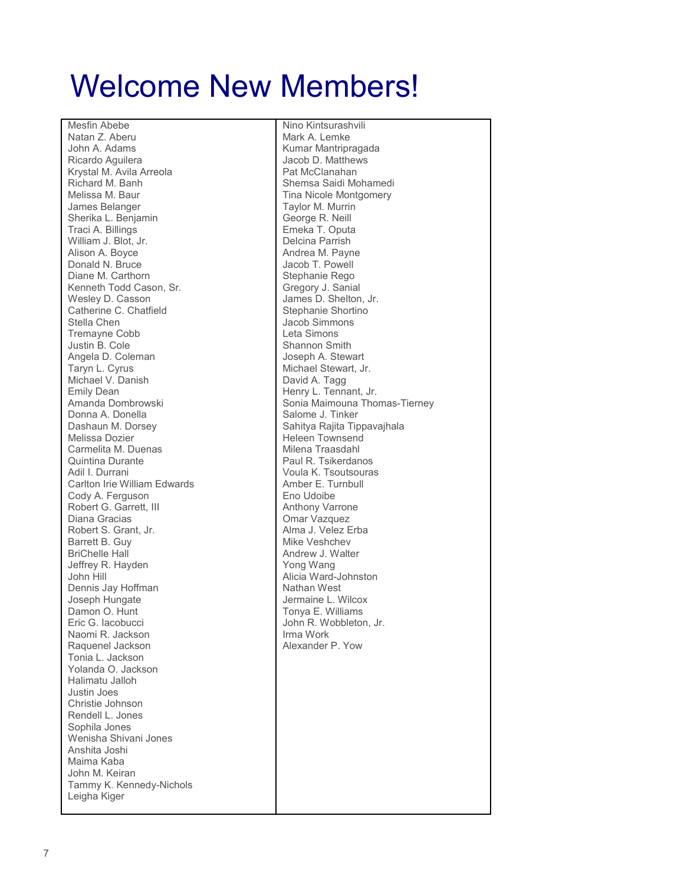# Welcome New Members!

Mesfin Abebe
Natan Z. Aberu
John A. Adams
Ricardo Aguilera
Krystal M. Avila Arreola
Richard M. Banh
Melissa M. Baur
James Belanger
Sherika L. Benjamin
Traci A. Billings
William J. Blot, Jr.
Alison A. Boyce
Donald N. Bruce
Diane M. Carthorn
Kenneth Todd Cason, Sr.
Wesley D. Casson
Catherine C. Chatfield
Stella Chen
Tremayne Cobb
Justin B. Cole
Angela D. Coleman
Taryn L. Cyrus
Michael V. Danish
Emily Dean
Amanda Dombrowski
Donna A. Donella
Dashaun M. Dorsey
Melissa Dozier
Carmelita M. Duenas
Quintina Durante
Adil I. Durrani
Carlton Irie William Edwards
Cody A. Ferguson
Robert G. Garrett, III
Diana Gracias
Robert S. Grant, Jr.
Barrett B. Guy
BriChelle Hall
Jeffrey R. Hayden
John Hill
Dennis Jay Hoffman
Joseph Hungate
Damon O. Hunt
Eric G. Iacobucci
Naomi R. Jackson
Raquenel Jackson
Tonia L. Jackson
Yolanda O. Jackson
Halimatu Jalloh
Justin Joes
Christie Johnson
Rendell L. Jones
Sophila Jones
Wenisha Shivani Jones
Anshita Joshi
Maima Kaba
John M. Keiran
Tammy K. Kennedy-Nichols
Leigha Kiger
Nino Kintsurashvili
Mark A. Lemke
Kumar Mantripragada
Jacob D. Matthews
Pat McClanahan
Shemsa Saidi Mohamedi
Tina Nicole Montgomery
Taylor M. Murrin
George R. Neill
Emeka T. Oputa
Delcina Parrish
Andrea M. Payne
Jacob T. Powell
Stephanie Rego
Gregory J. Sanial
James D. Shelton, Jr.
Stephanie Shortino
Jacob Simmons
Leta Simons
Shannon Smith
Joseph A. Stewart
Michael Stewart, Jr.
David A. Tagg
Henry L. Tennant, Jr.
Sonia Maimouna Thomas-Tierney
Salome J. Tinker
Sahitya Rajita Tippavajhala
Heleen Townsend
Milena Traasdahl
Paul R. Tsikerdanos
Voula K. Tsoutsouras
Amber E. Turnbull
Eno Udoibe
Anthony Varrone
Omar Vazquez
Alma J. Velez Erba
Mike Veshchev
Andrew J. Walter
Yong Wang
Alicia Ward-Johnston
Nathan West
Jermaine L. Wilcox
Tonya E. Williams
John R. Wobbleton, Jr.
Irma Work
Alexander P. Yow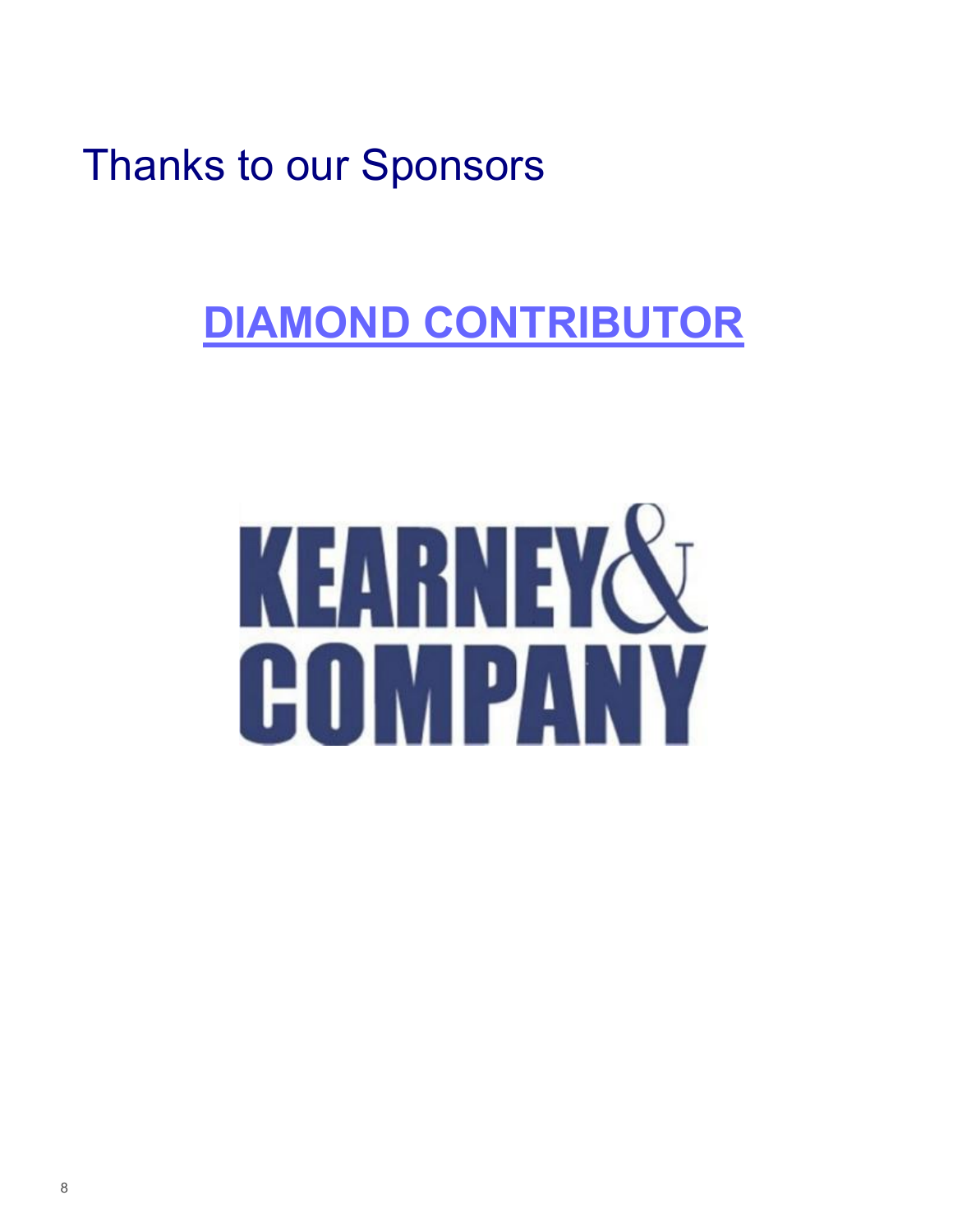# Thanks to our Sponsors

## DIAMOND CONTRIBUTOR

KEARNEY& COMPANY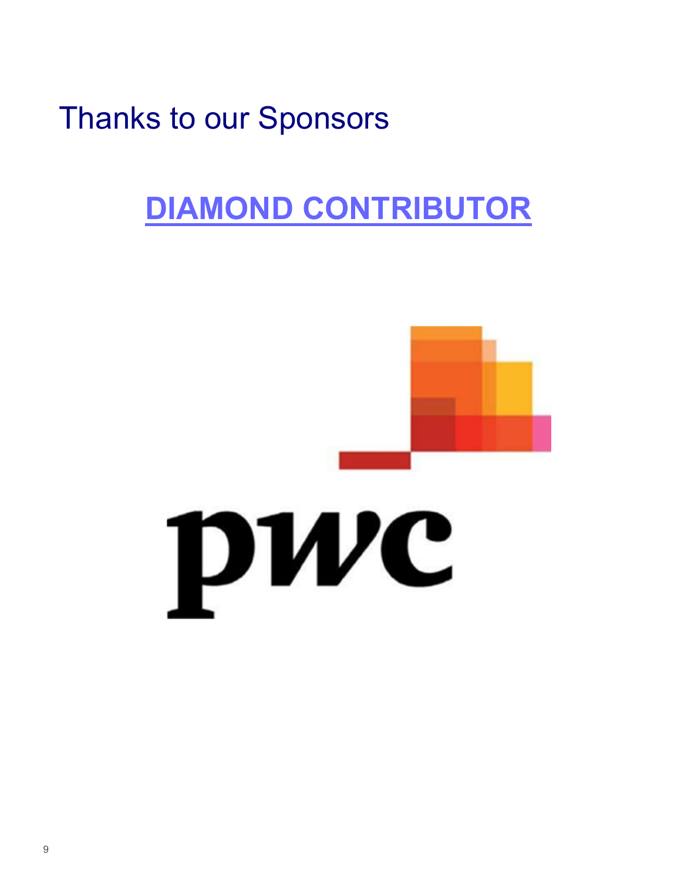# Thanks to our Sponsors

## DIAMOND CONTRIBUTOR

pwc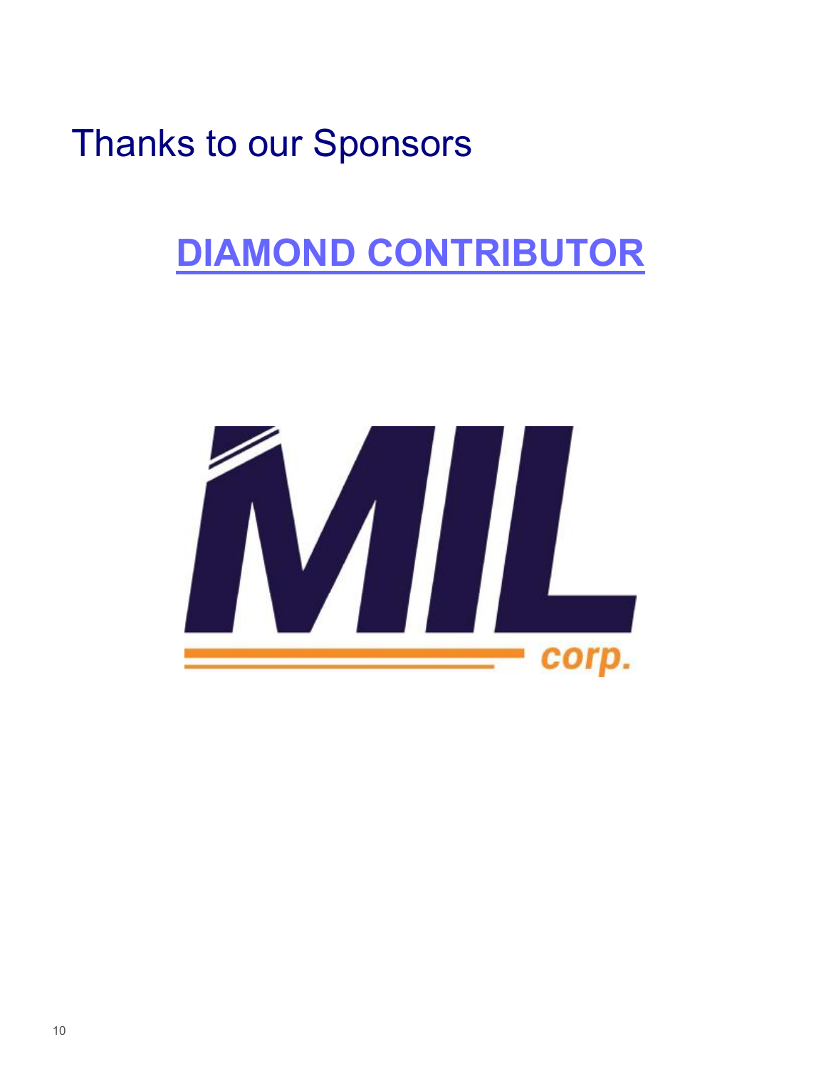# Thanks to our Sponsors

## DIAMOND CONTRIBUTOR

MIL corp.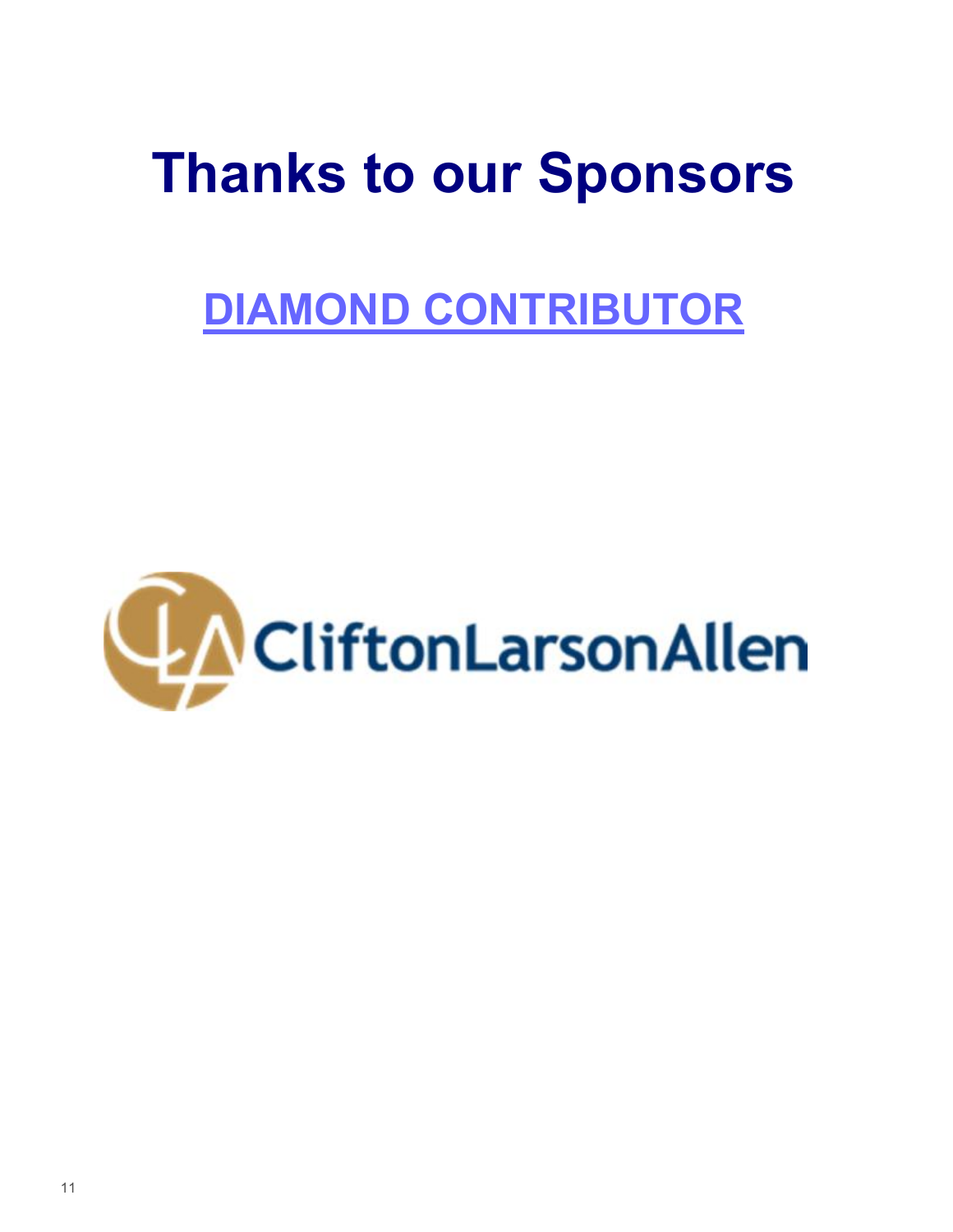# Thanks to our Sponsors

## DIAMOND CONTRIBUTOR

CliftonLarsonAllen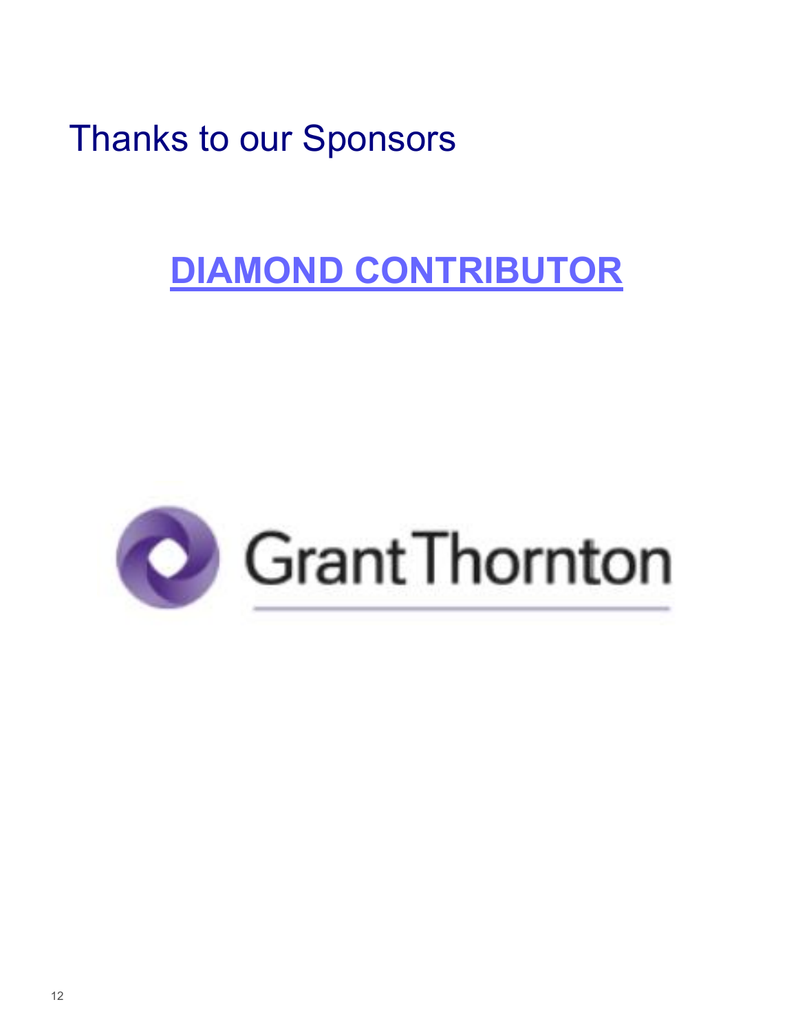# Thanks to our Sponsors

## DIAMOND CONTRIBUTOR

Grant Thornton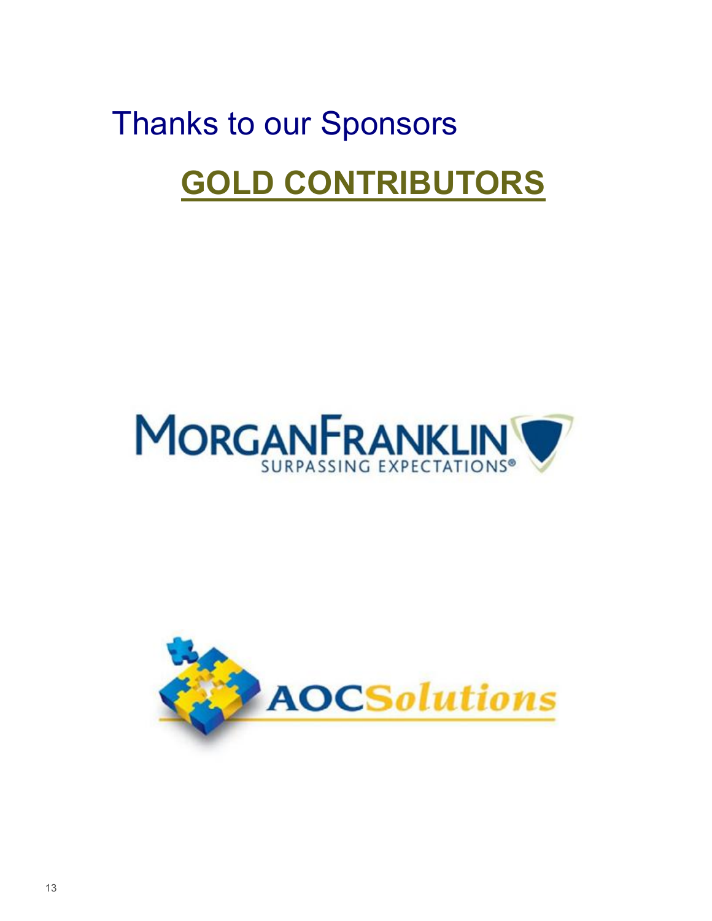# Thanks to our Sponsors

## GOLD CONTRIBUTORS

MORGANFRANKLIN
SURPASSING EXPECTATIONS®

AOCSolutions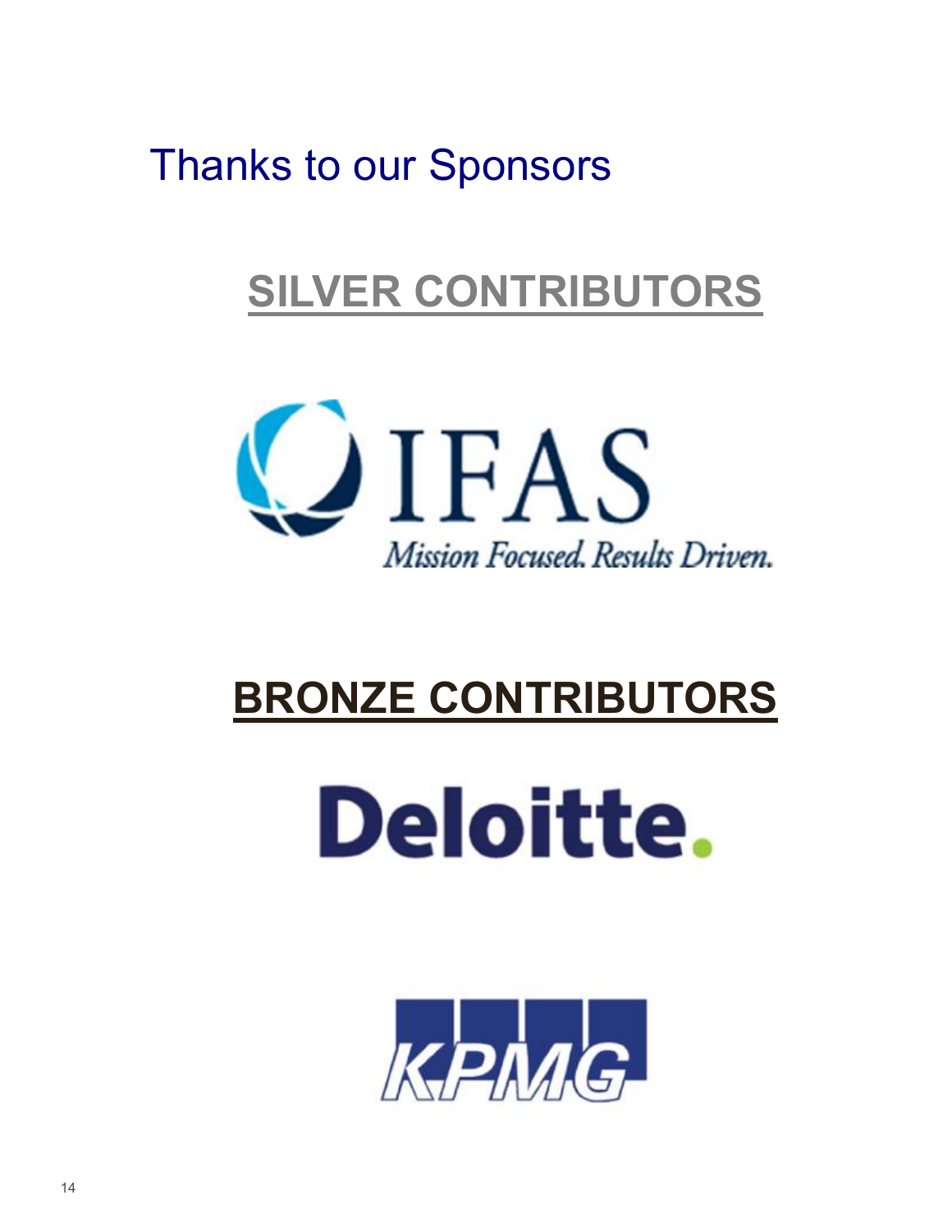# Thanks to our Sponsors

## SILVER CONTRIBUTORS

IFAS

*Mission Focused. Results Driven.*

## BRONZE CONTRIBUTORS

Deloitte.

KPMG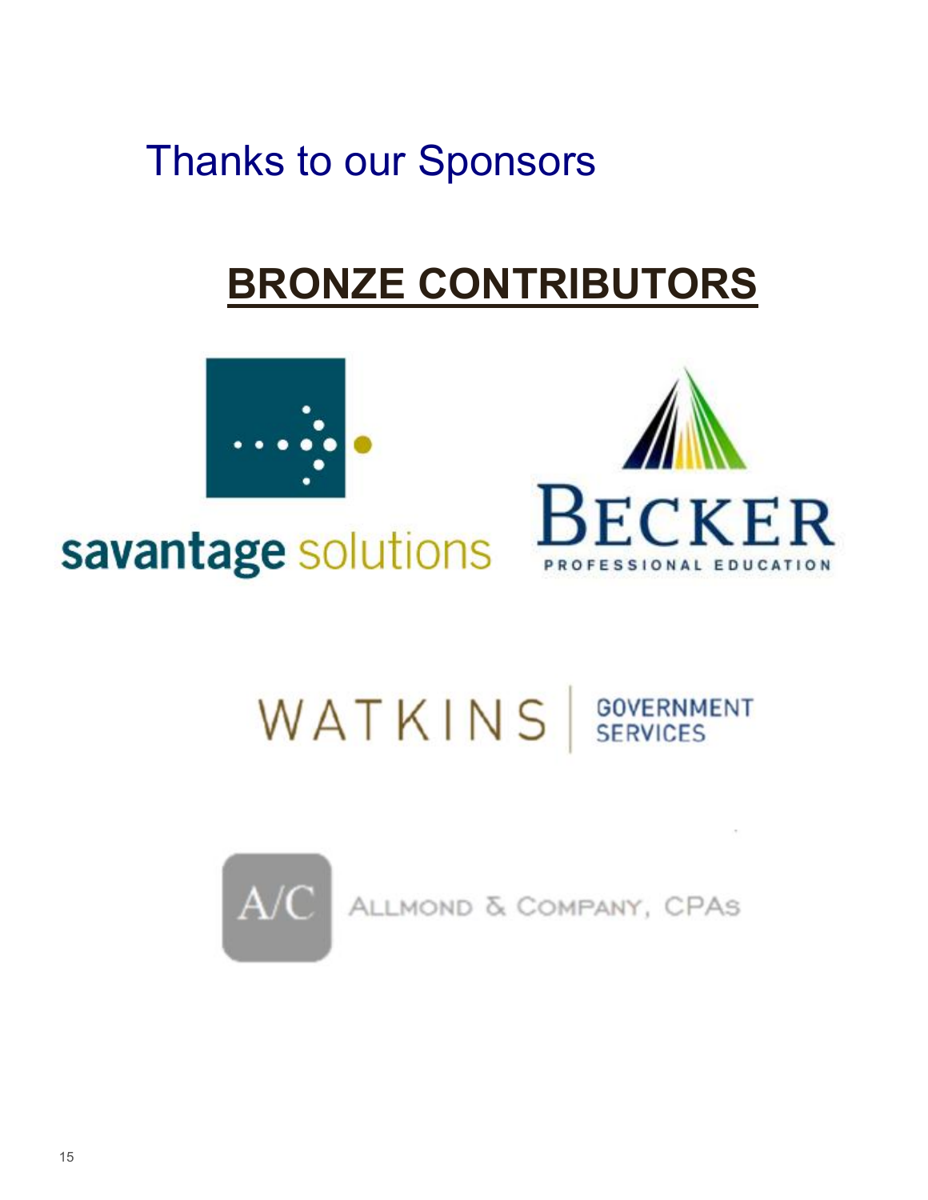Thanks to our Sponsors

# BRONZE CONTRIBUTORS

savantage solutions

BECKER PROFESSIONAL EDUCATION

WATKINS GOVERNMENT SERVICES

A/C ALLMOND & COMPANY, CPAS